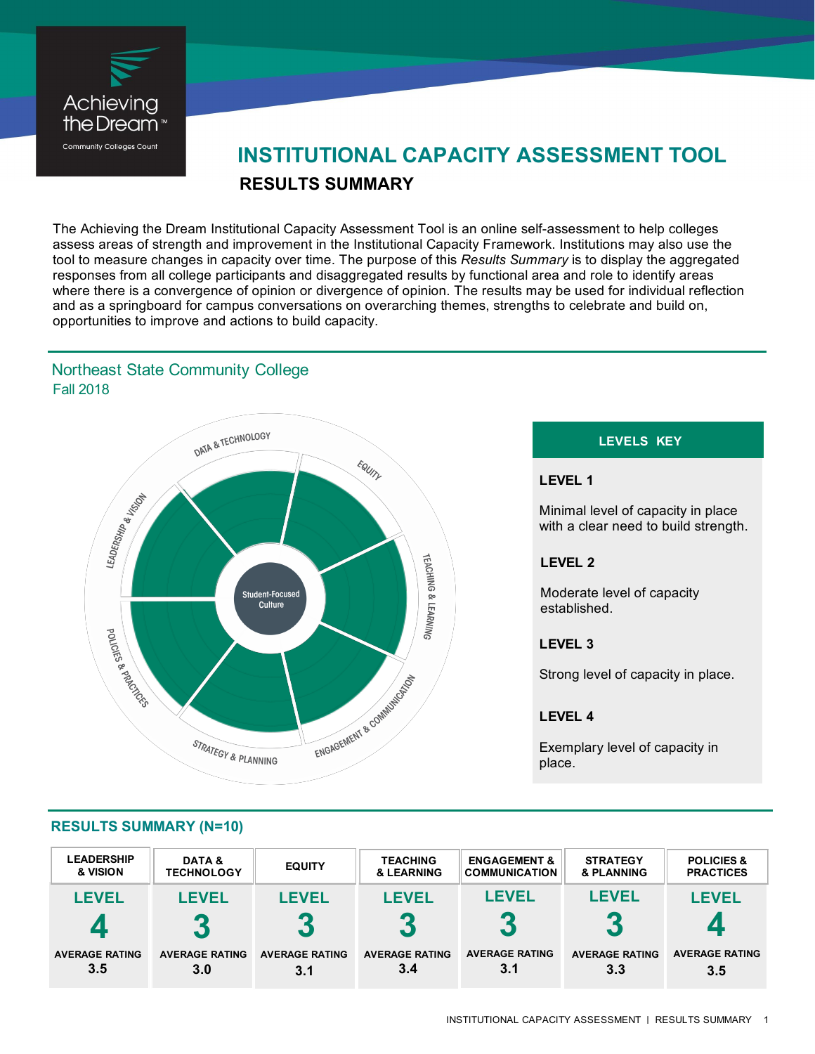# INSTITUTIONAL CAPACITY ASSESSMENT TOOL

## RESULTS SUMMARY

The Achieving the Dream Institutional Capacity Assessment Tool is an online self-assessment to help colleges assess areas of strength and improvement in the Institutional Capacity Framework. Institutions may also use the tool to measure changes in capacity over time. The purpose of this *Results Summary* is to display the aggregated responses from all college participants and disaggregated results by functional area and role to identify areas where there is a convergence of opinion or divergence of opinion. The results may be used for individual reflection and as a springboard for campus conversations on overarching themes, strengths to celebrate and build on, opportunities to improve and actions to build capacity.

### Northeast State Community College
Fall 2018

**LEVELS KEY**

**LEVEL 1**

Minimal level of capacity in place with a clear need to build strength.

**LEVEL 2**

Moderate level of capacity established.

**LEVEL 3**

Strong level of capacity in place.

**LEVEL 4**

Exemplary level of capacity in place.

## RESULTS SUMMARY (N=10)

| LEADERSHIP & VISION | DATA & TECHNOLOGY | EQUITY | TEACHING & LEARNING | ENGAGEMENT & COMMUNICATION | STRATEGY & PLANNING | POLICIES & PRACTICES |
|---|---|---|---|---|---|---|
| LEVEL 4 | LEVEL 3 | LEVEL 3 | LEVEL 3 | LEVEL 3 | LEVEL 3 | LEVEL 4 |
| AVERAGE RATING 3.5 | AVERAGE RATING 3.0 | AVERAGE RATING 3.1 | AVERAGE RATING 3.4 | AVERAGE RATING 3.1 | AVERAGE RATING 3.3 | AVERAGE RATING 3.5 |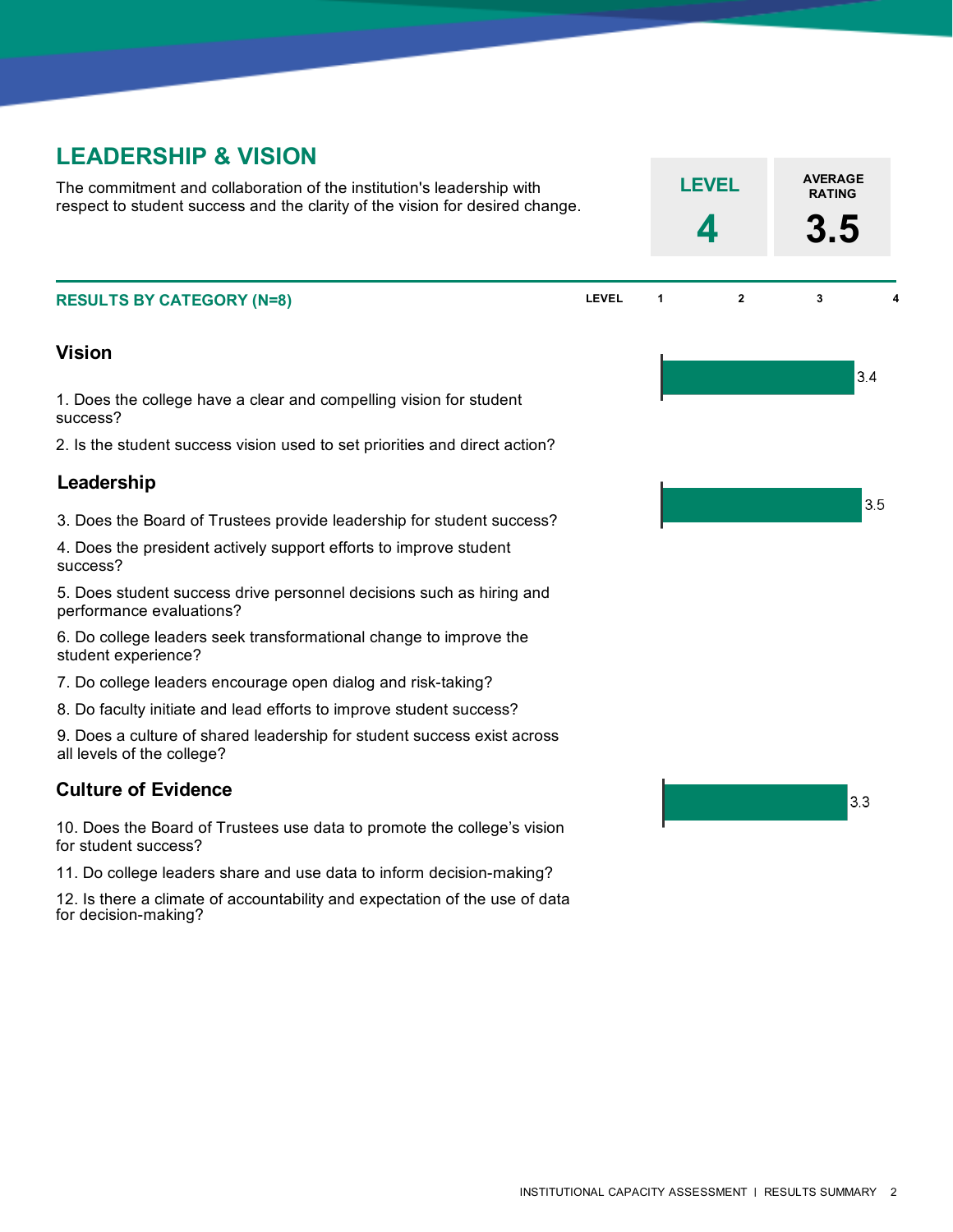## LEADERSHIP & VISION

The commitment and collaboration of the institution's leadership with respect to student success and the clarity of the vision for desired change.

| LEVEL | AVERAGE RATING |
|---|---|
| 4 | 3.5 |

### RESULTS BY CATEGORY (N=8)

| Category | Level (1–4) |
|---|---|
| Vision | 3.4 |
| Leadership | 3.5 |
| Culture of Evidence | 3.3 |

#### Vision

1. Does the college have a clear and compelling vision for student success?
2. Is the student success vision used to set priorities and direct action?

#### Leadership

3. Does the Board of Trustees provide leadership for student success?
4. Does the president actively support efforts to improve student success?
5. Does student success drive personnel decisions such as hiring and performance evaluations?
6. Do college leaders seek transformational change to improve the student experience?
7. Do college leaders encourage open dialog and risk-taking?
8. Do faculty initiate and lead efforts to improve student success?
9. Does a culture of shared leadership for student success exist across all levels of the college?

#### Culture of Evidence

10. Does the Board of Trustees use data to promote the college's vision for student success?
11. Do college leaders share and use data to inform decision-making?
12. Is there a climate of accountability and expectation of the use of data for decision-making?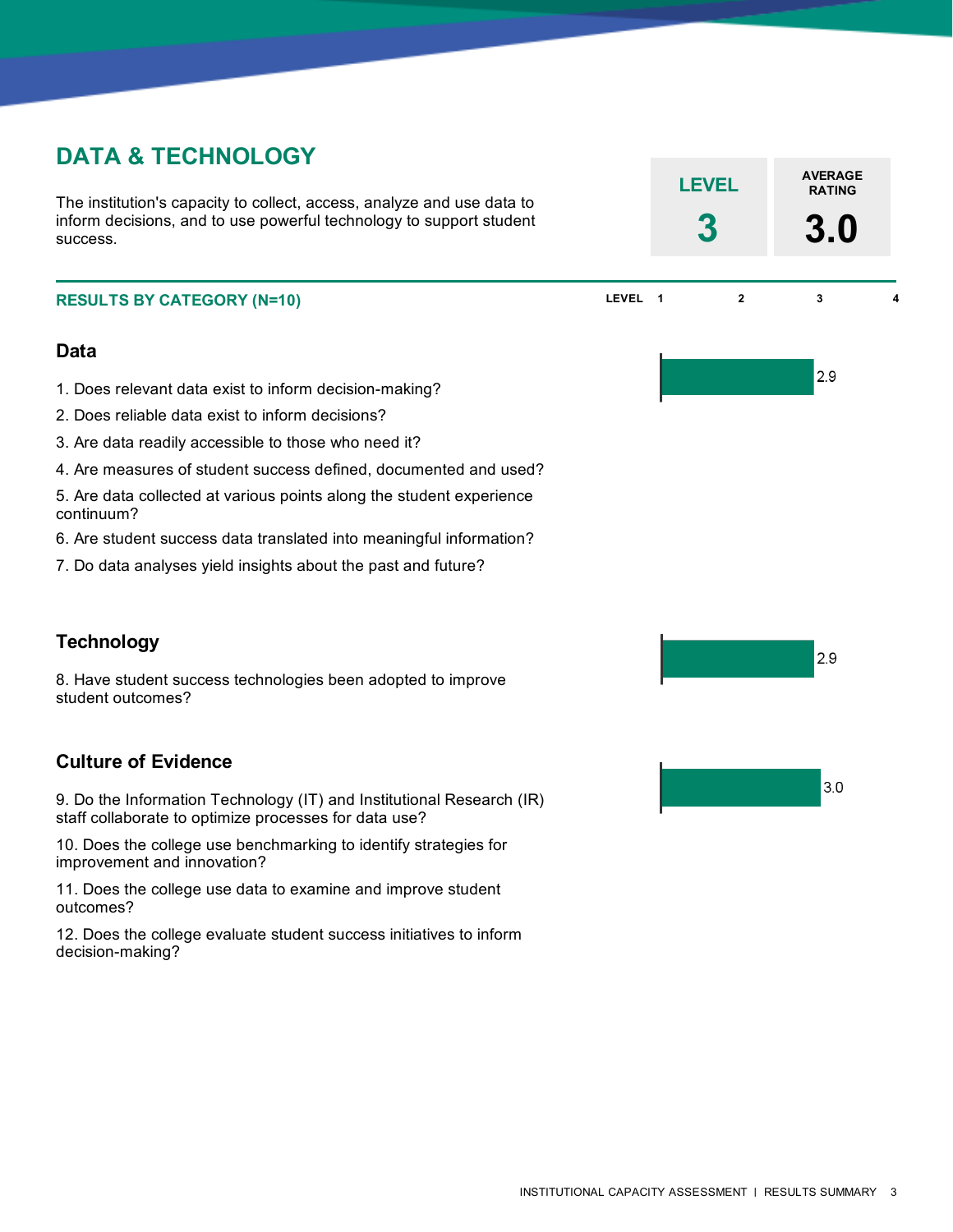# DATA & TECHNOLOGY

The institution's capacity to collect, access, analyze and use data to inform decisions, and to use powerful technology to support student success.

| LEVEL | AVERAGE RATING |
|---|---|
| 3 | 3.0 |

## RESULTS BY CATEGORY (N=10)

LEVEL 1 2 3 4

### Data

2.9

1. Does relevant data exist to inform decision-making?
2. Does reliable data exist to inform decisions?
3. Are data readily accessible to those who need it?
4. Are measures of student success defined, documented and used?
5. Are data collected at various points along the student experience continuum?
6. Are student success data translated into meaningful information?
7. Do data analyses yield insights about the past and future?

### Technology

2.9

8. Have student success technologies been adopted to improve student outcomes?

### Culture of Evidence

3.0

9. Do the Information Technology (IT) and Institutional Research (IR) staff collaborate to optimize processes for data use?
10. Does the college use benchmarking to identify strategies for improvement and innovation?
11. Does the college use data to examine and improve student outcomes?
12. Does the college evaluate student success initiatives to inform decision-making?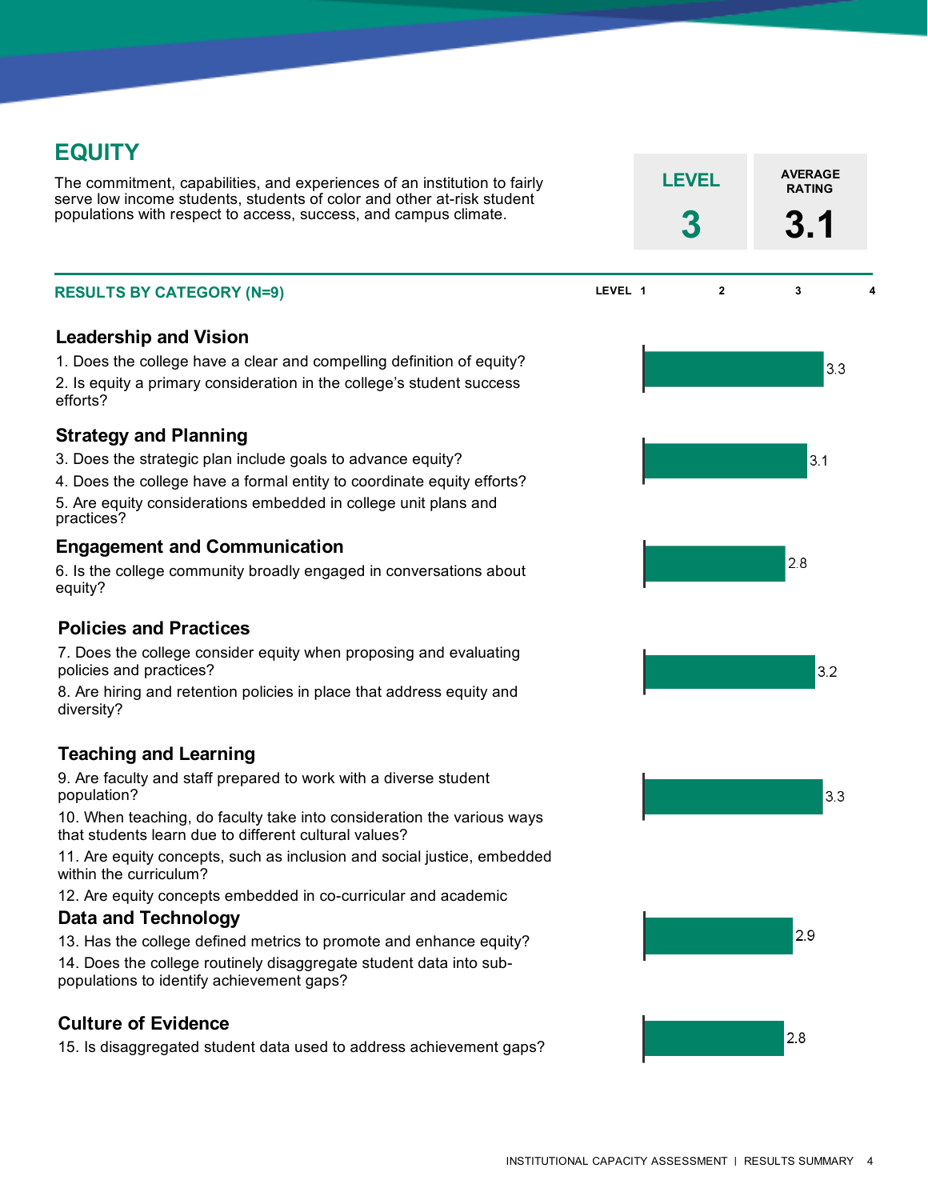# EQUITY

The commitment, capabilities, and experiences of an institution to fairly serve low income students, students of color and other at-risk student populations with respect to access, success, and campus climate.

| LEVEL | AVERAGE RATING |
| --- | --- |
| 3 | 3.1 |

## RESULTS BY CATEGORY (N=9)

### Leadership and Vision

1. Does the college have a clear and compelling definition of equity?
2. Is equity a primary consideration in the college's student success efforts?

Rating: 3.3

### Strategy and Planning

3. Does the strategic plan include goals to advance equity?
4. Does the college have a formal entity to coordinate equity efforts?
5. Are equity considerations embedded in college unit plans and practices?

Rating: 3.1

### Engagement and Communication

6. Is the college community broadly engaged in conversations about equity?

Rating: 2.8

### Policies and Practices

7. Does the college consider equity when proposing and evaluating policies and practices?
8. Are hiring and retention policies in place that address equity and diversity?

Rating: 3.2

### Teaching and Learning

9. Are faculty and staff prepared to work with a diverse student population?
10. When teaching, do faculty take into consideration the various ways that students learn due to different cultural values?
11. Are equity concepts, such as inclusion and social justice, embedded within the curriculum?
12. Are equity concepts embedded in co-curricular and academic

Rating: 3.3

### Data and Technology

13. Has the college defined metrics to promote and enhance equity?
14. Does the college routinely disaggregate student data into sub-populations to identify achievement gaps?

Rating: 2.9

### Culture of Evidence

15. Is disaggregated student data used to address achievement gaps?

Rating: 2.8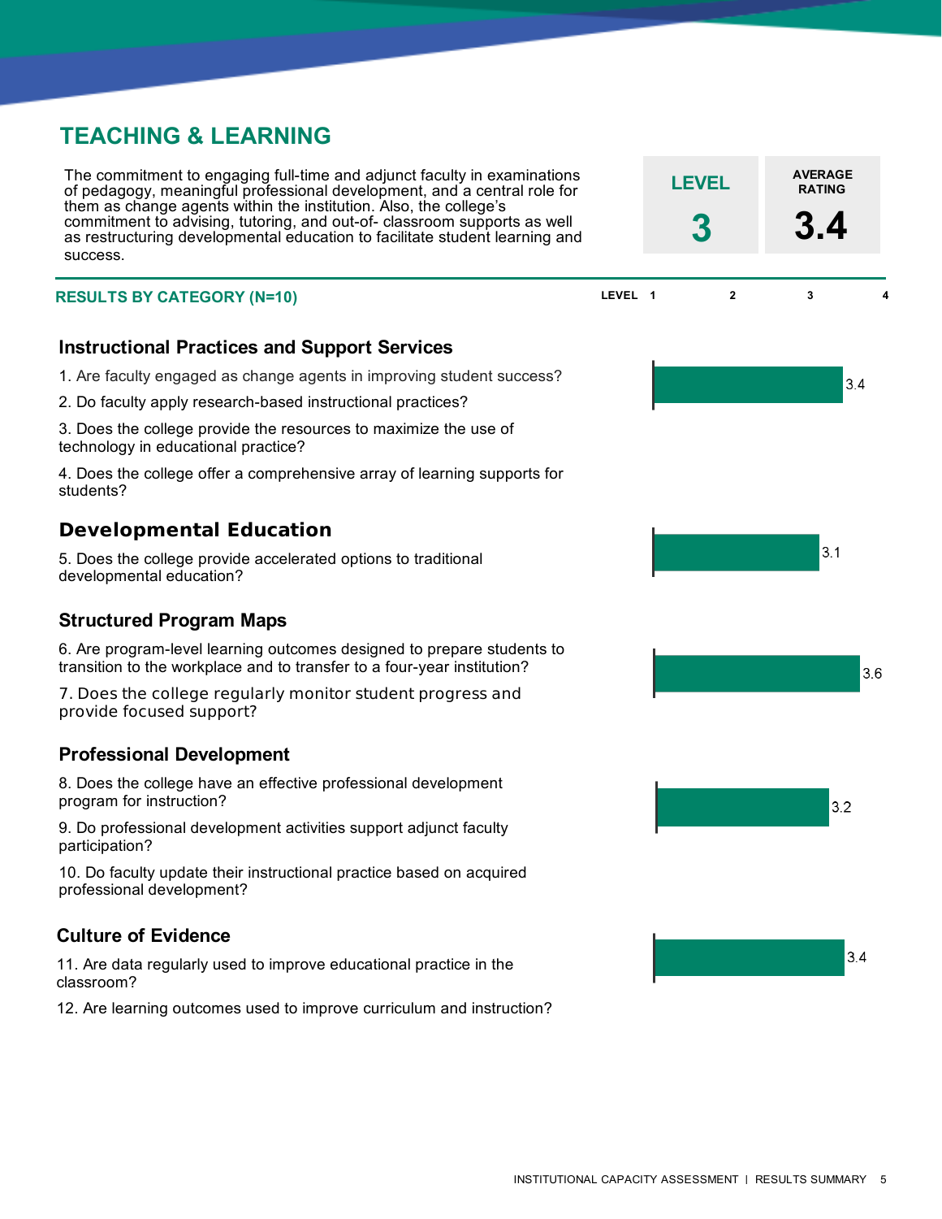# TEACHING & LEARNING

The commitment to engaging full-time and adjunct faculty in examinations of pedagogy, meaningful professional development, and a central role for them as change agents within the institution. Also, the college's commitment to advising, tutoring, and out-of- classroom supports as well as restructuring developmental education to facilitate student learning and success.

| LEVEL | AVERAGE RATING |
|---|---|
| 3 | 3.4 |

## RESULTS BY CATEGORY (N=10)

| Category | Rating (Level 1–4) |
|---|---|
| Instructional Practices and Support Services | 3.4 |
| Developmental Education | 3.1 |
| Structured Program Maps | 3.6 |
| Professional Development | 3.2 |
| Culture of Evidence | 3.4 |

### Instructional Practices and Support Services

1. Are faculty engaged as change agents in improving student success?
2. Do faculty apply research-based instructional practices?
3. Does the college provide the resources to maximize the use of technology in educational practice?
4. Does the college offer a comprehensive array of learning supports for students?

### Developmental Education

5. Does the college provide accelerated options to traditional developmental education?

### Structured Program Maps

6. Are program-level learning outcomes designed to prepare students to transition to the workplace and to transfer to a four-year institution?
7. Does the college regularly monitor student progress and provide focused support?

### Professional Development

8. Does the college have an effective professional development program for instruction?
9. Do professional development activities support adjunct faculty participation?
10. Do faculty update their instructional practice based on acquired professional development?

### Culture of Evidence

11. Are data regularly used to improve educational practice in the classroom?
12. Are learning outcomes used to improve curriculum and instruction?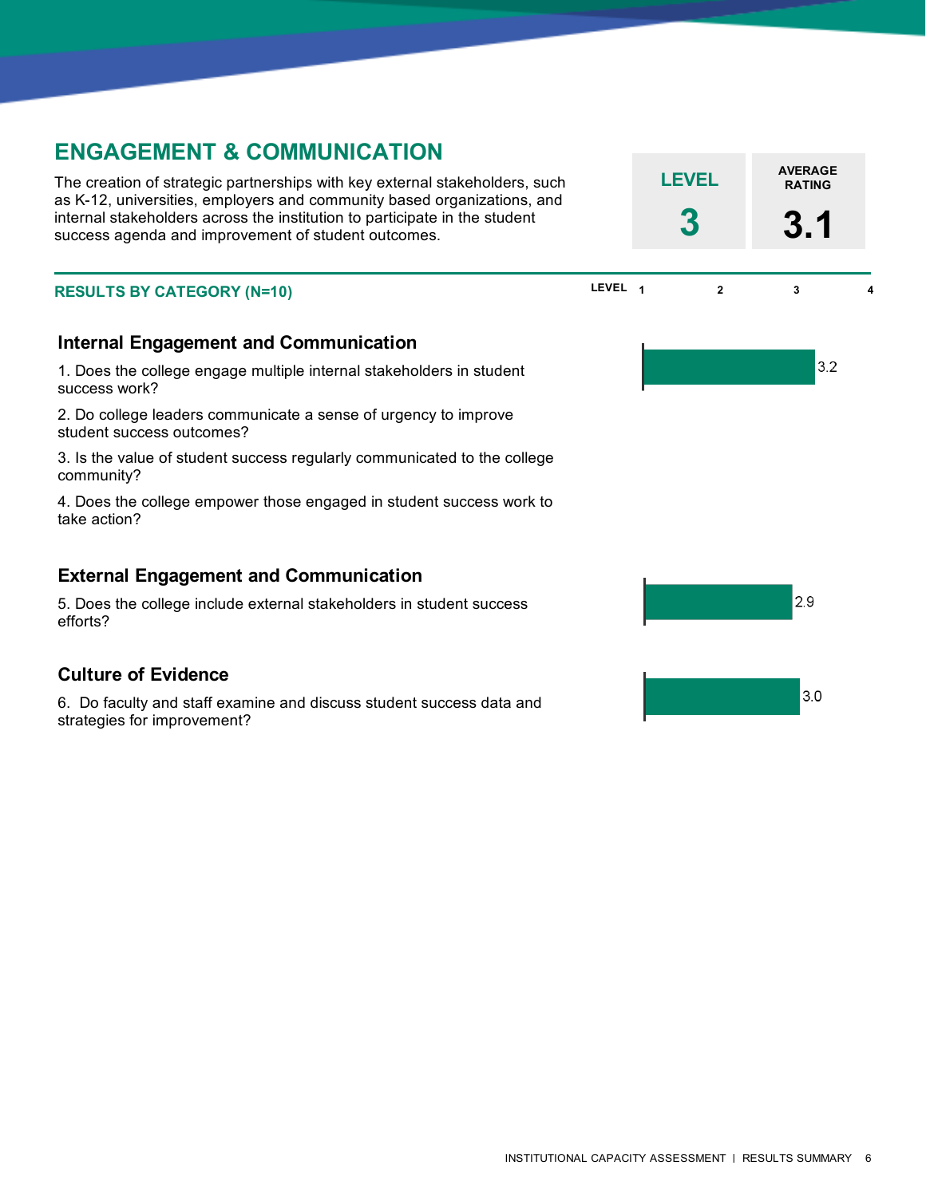## ENGAGEMENT & COMMUNICATION

The creation of strategic partnerships with key external stakeholders, such as K-12, universities, employers and community based organizations, and internal stakeholders across the institution to participate in the student success agenda and improvement of student outcomes.

| LEVEL | AVERAGE RATING |
|---|---|
| 3 | 3.1 |

### RESULTS BY CATEGORY (N=10)

#### Internal Engagement and Communication

**Rating: 3.2**

1. Does the college engage multiple internal stakeholders in student success work?
2. Do college leaders communicate a sense of urgency to improve student success outcomes?
3. Is the value of student success regularly communicated to the college community?
4. Does the college empower those engaged in student success work to take action?

#### External Engagement and Communication

**Rating: 2.9**

5. Does the college include external stakeholders in student success efforts?

#### Culture of Evidence

**Rating: 3.0**

6. Do faculty and staff examine and discuss student success data and strategies for improvement?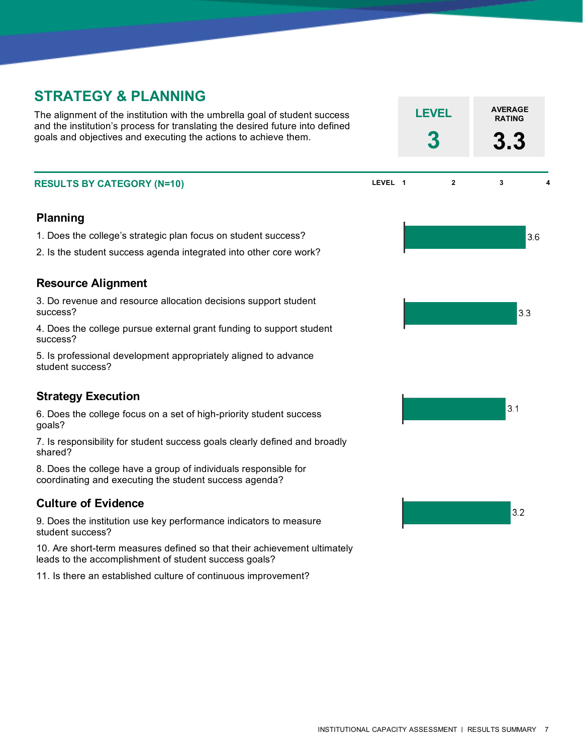# STRATEGY & PLANNING

The alignment of the institution with the umbrella goal of student success and the institution's process for translating the desired future into defined goals and objectives and executing the actions to achieve them.

| LEVEL | AVERAGE RATING |
|---|---|
| 3 | 3.3 |

## RESULTS BY CATEGORY (N=10)

| Category | Rating (Level 1–4) |
|---|---|
| Planning | 3.6 |
| Resource Alignment | 3.3 |
| Strategy Execution | 3.1 |
| Culture of Evidence | 3.2 |

### Planning

1. Does the college's strategic plan focus on student success?
2. Is the student success agenda integrated into other core work?

### Resource Alignment

3. Do revenue and resource allocation decisions support student success?
4. Does the college pursue external grant funding to support student success?
5. Is professional development appropriately aligned to advance student success?

### Strategy Execution

6. Does the college focus on a set of high-priority student success goals?
7. Is responsibility for student success goals clearly defined and broadly shared?
8. Does the college have a group of individuals responsible for coordinating and executing the student success agenda?

### Culture of Evidence

9. Does the institution use key performance indicators to measure student success?
10. Are short-term measures defined so that their achievement ultimately leads to the accomplishment of student success goals?
11. Is there an established culture of continuous improvement?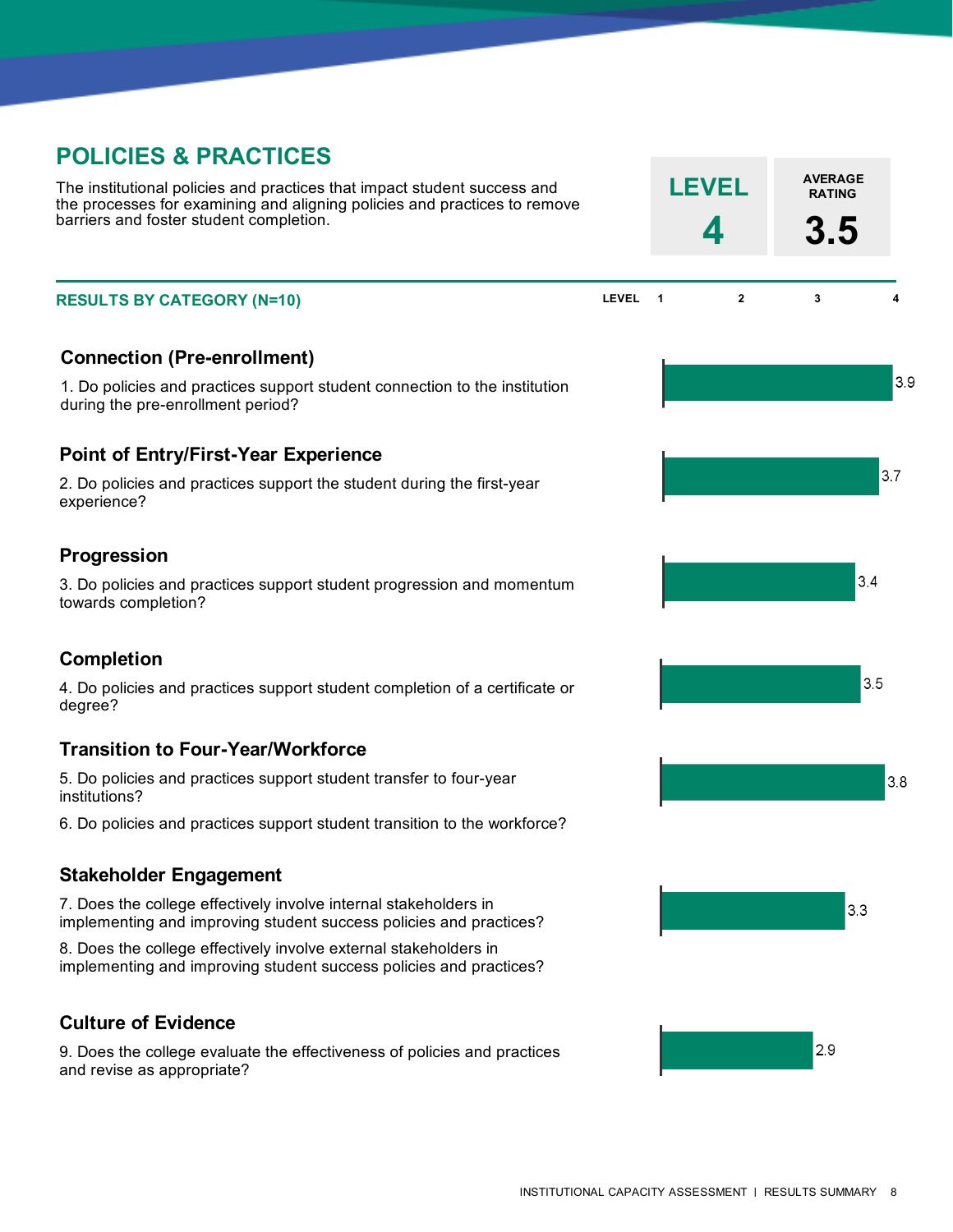# POLICIES & PRACTICES

The institutional policies and practices that impact student success and the processes for examining and aligning policies and practices to remove barriers and foster student completion.

**LEVEL 4**

**AVERAGE RATING 3.5**

## RESULTS BY CATEGORY (N=10)

| Category | Question(s) | Rating (Level 1–4) |
|---|---|---|
| **Connection (Pre-enrollment)** | 1. Do policies and practices support student connection to the institution during the pre-enrollment period? | 3.9 |
| **Point of Entry/First-Year Experience** | 2. Do policies and practices support the student during the first-year experience? | 3.7 |
| **Progression** | 3. Do policies and practices support student progression and momentum towards completion? | 3.4 |
| **Completion** | 4. Do policies and practices support student completion of a certificate or degree? | 3.5 |
| **Transition to Four-Year/Workforce** | 5. Do policies and practices support student transfer to four-year institutions? 6. Do policies and practices support student transition to the workforce? | 3.8 |
| **Stakeholder Engagement** | 7. Does the college effectively involve internal stakeholders in implementing and improving student success policies and practices? 8. Does the college effectively involve external stakeholders in implementing and improving student success policies and practices? | 3.3 |
| **Culture of Evidence** | 9. Does the college evaluate the effectiveness of policies and practices and revise as appropriate? | 2.9 |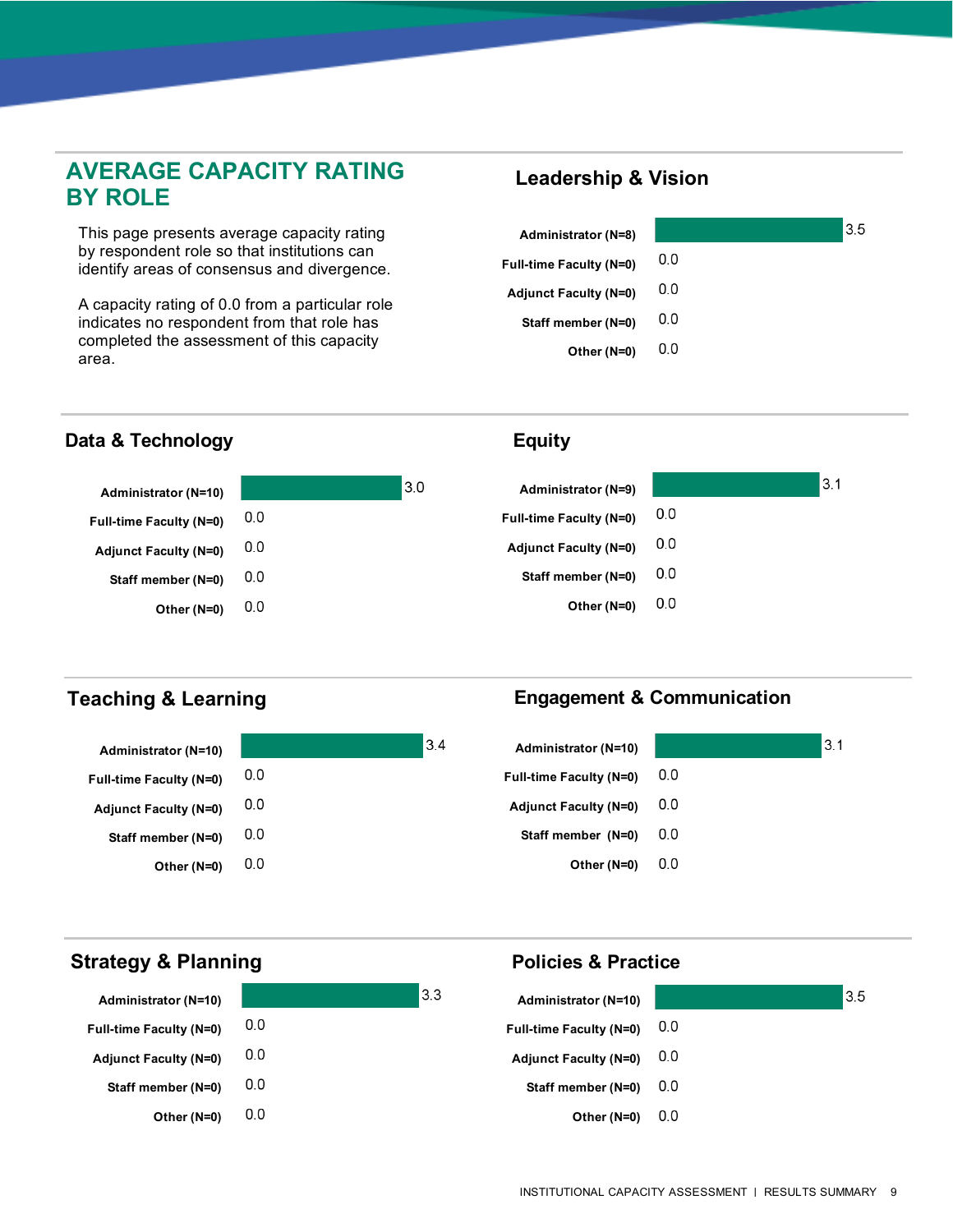## AVERAGE CAPACITY RATING BY ROLE

This page presents average capacity rating by respondent role so that institutions can identify areas of consensus and divergence.

A capacity rating of 0.0 from a particular role indicates no respondent from that role has completed the assessment of this capacity area.

### Leadership & Vision

| Role | Rating |
|---|---|
| Administrator (N=8) | 3.5 |
| Full-time Faculty (N=0) | 0.0 |
| Adjunct Faculty (N=0) | 0.0 |
| Staff member (N=0) | 0.0 |
| Other (N=0) | 0.0 |

### Data & Technology

| Role | Rating |
|---|---|
| Administrator (N=10) | 3.0 |
| Full-time Faculty (N=0) | 0.0 |
| Adjunct Faculty (N=0) | 0.0 |
| Staff member (N=0) | 0.0 |
| Other (N=0) | 0.0 |

### Equity

| Role | Rating |
|---|---|
| Administrator (N=9) | 3.1 |
| Full-time Faculty (N=0) | 0.0 |
| Adjunct Faculty (N=0) | 0.0 |
| Staff member (N=0) | 0.0 |
| Other (N=0) | 0.0 |

### Teaching & Learning

| Role | Rating |
|---|---|
| Administrator (N=10) | 3.4 |
| Full-time Faculty (N=0) | 0.0 |
| Adjunct Faculty (N=0) | 0.0 |
| Staff member (N=0) | 0.0 |
| Other (N=0) | 0.0 |

### Engagement & Communication

| Role | Rating |
|---|---|
| Administrator (N=10) | 3.1 |
| Full-time Faculty (N=0) | 0.0 |
| Adjunct Faculty (N=0) | 0.0 |
| Staff member (N=0) | 0.0 |
| Other (N=0) | 0.0 |

### Strategy & Planning

| Role | Rating |
|---|---|
| Administrator (N=10) | 3.3 |
| Full-time Faculty (N=0) | 0.0 |
| Adjunct Faculty (N=0) | 0.0 |
| Staff member (N=0) | 0.0 |
| Other (N=0) | 0.0 |

### Policies & Practice

| Role | Rating |
|---|---|
| Administrator (N=10) | 3.5 |
| Full-time Faculty (N=0) | 0.0 |
| Adjunct Faculty (N=0) | 0.0 |
| Staff member (N=0) | 0.0 |
| Other (N=0) | 0.0 |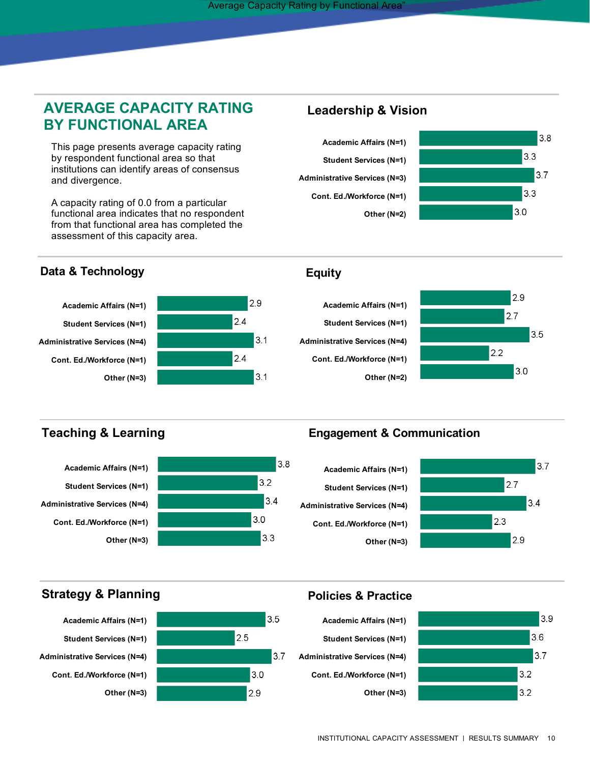## AVERAGE CAPACITY RATING BY FUNCTIONAL AREA

This page presents average capacity rating by respondent functional area so that institutions can identify areas of consensus and divergence.

A capacity rating of 0.0 from a particular functional area indicates that no respondent from that functional area has completed the assessment of this capacity area.

### Leadership & Vision

| Functional Area | Rating |
| --- | --- |
| Academic Affairs (N=1) | 3.8 |
| Student Services (N=1) | 3.3 |
| Administrative Services (N=3) | 3.7 |
| Cont. Ed./Workforce (N=1) | 3.3 |
| Other (N=2) | 3.0 |

### Data & Technology

| Functional Area | Rating |
| --- | --- |
| Academic Affairs (N=1) | 2.9 |
| Student Services (N=1) | 2.4 |
| Administrative Services (N=4) | 3.1 |
| Cont. Ed./Workforce (N=1) | 2.4 |
| Other (N=3) | 3.1 |

### Equity

| Functional Area | Rating |
| --- | --- |
| Academic Affairs (N=1) | 2.9 |
| Student Services (N=1) | 2.7 |
| Administrative Services (N=4) | 3.5 |
| Cont. Ed./Workforce (N=1) | 2.2 |
| Other (N=2) | 3.0 |

### Teaching & Learning

| Functional Area | Rating |
| --- | --- |
| Academic Affairs (N=1) | 3.8 |
| Student Services (N=1) | 3.2 |
| Administrative Services (N=4) | 3.4 |
| Cont. Ed./Workforce (N=1) | 3.0 |
| Other (N=3) | 3.3 |

### Engagement & Communication

| Functional Area | Rating |
| --- | --- |
| Academic Affairs (N=1) | 3.7 |
| Student Services (N=1) | 2.7 |
| Administrative Services (N=4) | 3.4 |
| Cont. Ed./Workforce (N=1) | 2.3 |
| Other (N=3) | 2.9 |

### Strategy & Planning

| Functional Area | Rating |
| --- | --- |
| Academic Affairs (N=1) | 3.5 |
| Student Services (N=1) | 2.5 |
| Administrative Services (N=4) | 3.7 |
| Cont. Ed./Workforce (N=1) | 3.0 |
| Other (N=3) | 2.9 |

### Policies & Practice

| Functional Area | Rating |
| --- | --- |
| Academic Affairs (N=1) | 3.9 |
| Student Services (N=1) | 3.6 |
| Administrative Services (N=4) | 3.7 |
| Cont. Ed./Workforce (N=1) | 3.2 |
| Other (N=3) | 3.2 |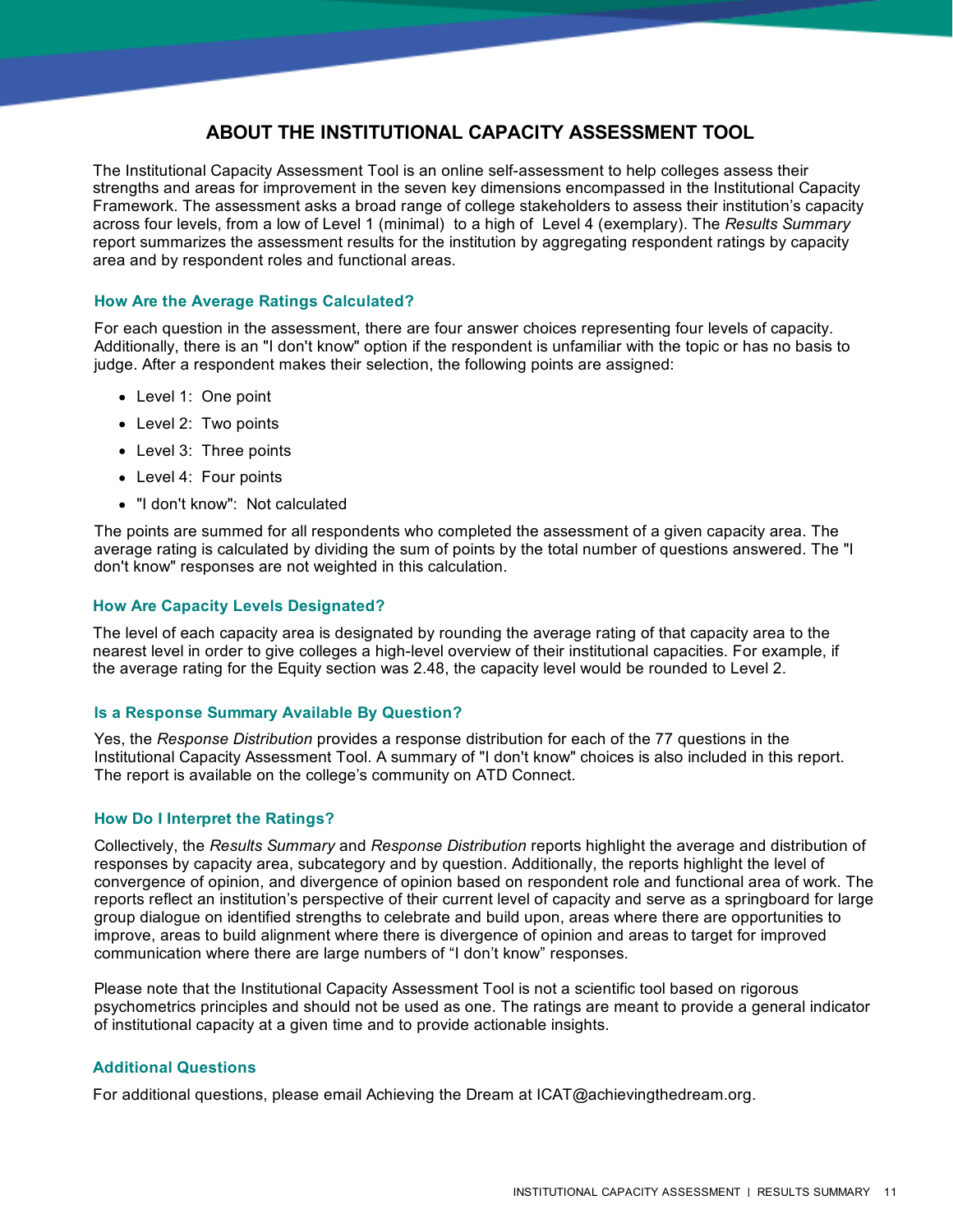# ABOUT THE INSTITUTIONAL CAPACITY ASSESSMENT TOOL

The Institutional Capacity Assessment Tool is an online self-assessment to help colleges assess their strengths and areas for improvement in the seven key dimensions encompassed in the Institutional Capacity Framework. The assessment asks a broad range of college stakeholders to assess their institution's capacity across four levels, from a low of Level 1 (minimal) to a high of Level 4 (exemplary). The *Results Summary* report summarizes the assessment results for the institution by aggregating respondent ratings by capacity area and by respondent roles and functional areas.

### How Are the Average Ratings Calculated?

For each question in the assessment, there are four answer choices representing four levels of capacity. Additionally, there is an "I don't know" option if the respondent is unfamiliar with the topic or has no basis to judge. After a respondent makes their selection, the following points are assigned:

- Level 1: One point
- Level 2: Two points
- Level 3: Three points
- Level 4: Four points
- "I don't know": Not calculated

The points are summed for all respondents who completed the assessment of a given capacity area. The average rating is calculated by dividing the sum of points by the total number of questions answered. The "I don't know" responses are not weighted in this calculation.

### How Are Capacity Levels Designated?

The level of each capacity area is designated by rounding the average rating of that capacity area to the nearest level in order to give colleges a high-level overview of their institutional capacities. For example, if the average rating for the Equity section was 2.48, the capacity level would be rounded to Level 2.

### Is a Response Summary Available By Question?

Yes, the *Response Distribution* provides a response distribution for each of the 77 questions in the Institutional Capacity Assessment Tool. A summary of "I don't know" choices is also included in this report. The report is available on the college's community on ATD Connect.

### How Do I Interpret the Ratings?

Collectively, the *Results Summary* and *Response Distribution* reports highlight the average and distribution of responses by capacity area, subcategory and by question. Additionally, the reports highlight the level of convergence of opinion, and divergence of opinion based on respondent role and functional area of work. The reports reflect an institution's perspective of their current level of capacity and serve as a springboard for large group dialogue on identified strengths to celebrate and build upon, areas where there are opportunities to improve, areas to build alignment where there is divergence of opinion and areas to target for improved communication where there are large numbers of "I don't know" responses.

Please note that the Institutional Capacity Assessment Tool is not a scientific tool based on rigorous psychometrics principles and should not be used as one. The ratings are meant to provide a general indicator of institutional capacity at a given time and to provide actionable insights.

### Additional Questions

For additional questions, please email Achieving the Dream at ICAT@achievingthedream.org.